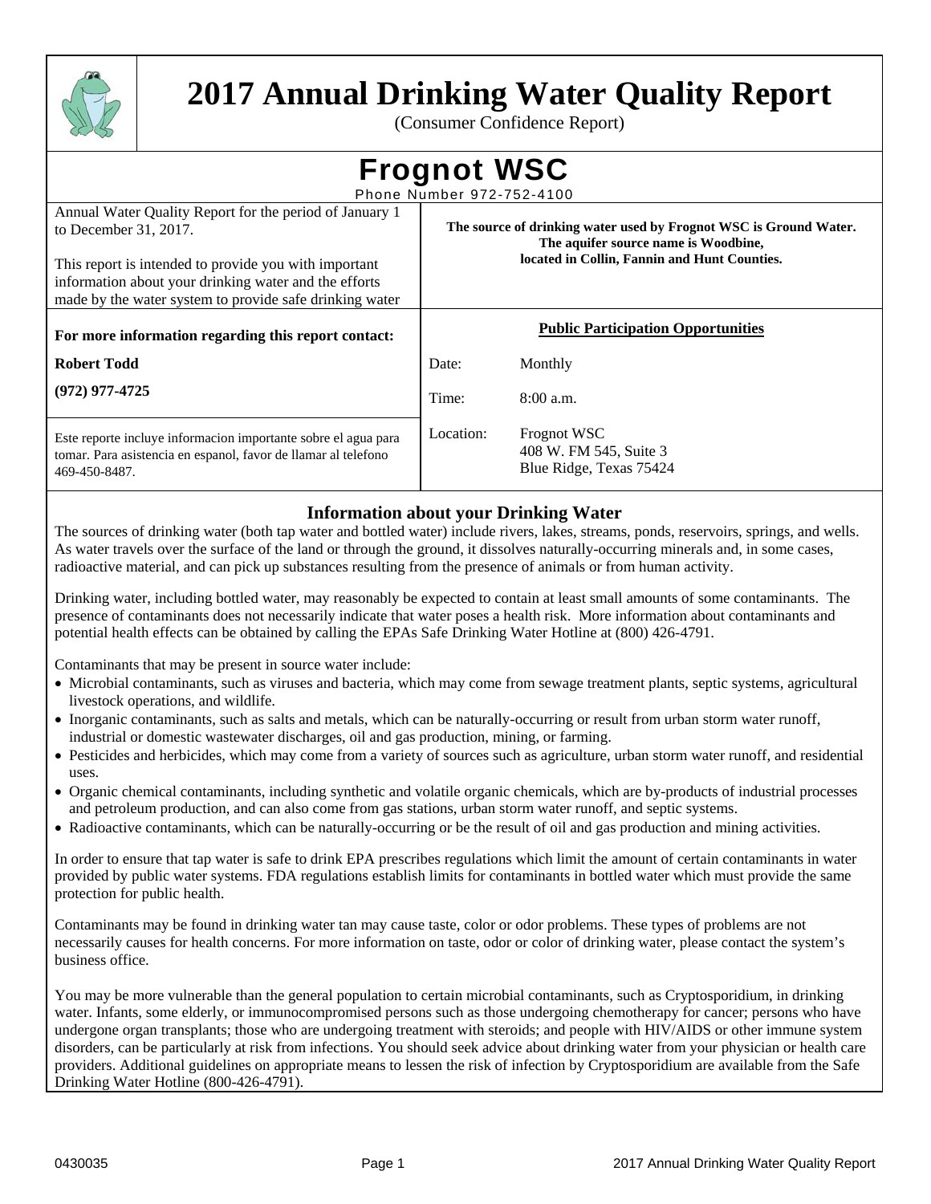# 2017 Annual Drinking Water Quality Report

(Consumer Confidence Report)

## Frognot WSC

Phone Number 972-752-4100

Annual Water Quality Report for the period of January 1 to December 31, 2017.

This report is intended to provide you with important information about your drinking water and the efforts made by the water system to provide safe drinking water

**The source of drinking water used by Frognot WSC is Ground Water. The aquifer source name is Woodbine, located in Collin, Fannin and Hunt Counties.**

**For more information regarding this report contact:**

**Robert Todd**

**(972) 977-4725**

Este reporte incluye informacion importante sobre el agua para tomar. Para asistencia en espanol, favor de llamar al telefono 469-450-8487.

**Public Participation Opportunities**

| | |
|---|---|
| Date: | Monthly |
| Time: | 8:00 a.m. |
| Location: | Frognot WSC<br>408 W. FM 545, Suite 3<br>Blue Ridge, Texas 75424 |

### Information about your Drinking Water

The sources of drinking water (both tap water and bottled water) include rivers, lakes, streams, ponds, reservoirs, springs, and wells. As water travels over the surface of the land or through the ground, it dissolves naturally-occurring minerals and, in some cases, radioactive material, and can pick up substances resulting from the presence of animals or from human activity.

Drinking water, including bottled water, may reasonably be expected to contain at least small amounts of some contaminants. The presence of contaminants does not necessarily indicate that water poses a health risk. More information about contaminants and potential health effects can be obtained by calling the EPAs Safe Drinking Water Hotline at (800) 426-4791.

Contaminants that may be present in source water include:

- Microbial contaminants, such as viruses and bacteria, which may come from sewage treatment plants, septic systems, agricultural livestock operations, and wildlife.
- Inorganic contaminants, such as salts and metals, which can be naturally-occurring or result from urban storm water runoff, industrial or domestic wastewater discharges, oil and gas production, mining, or farming.
- Pesticides and herbicides, which may come from a variety of sources such as agriculture, urban storm water runoff, and residential uses.
- Organic chemical contaminants, including synthetic and volatile organic chemicals, which are by-products of industrial processes and petroleum production, and can also come from gas stations, urban storm water runoff, and septic systems.
- Radioactive contaminants, which can be naturally-occurring or be the result of oil and gas production and mining activities.

In order to ensure that tap water is safe to drink EPA prescribes regulations which limit the amount of certain contaminants in water provided by public water systems. FDA regulations establish limits for contaminants in bottled water which must provide the same protection for public health.

Contaminants may be found in drinking water tan may cause taste, color or odor problems. These types of problems are not necessarily causes for health concerns. For more information on taste, odor or color of drinking water, please contact the system's business office.

You may be more vulnerable than the general population to certain microbial contaminants, such as Cryptosporidium, in drinking water. Infants, some elderly, or immunocompromised persons such as those undergoing chemotherapy for cancer; persons who have undergone organ transplants; those who are undergoing treatment with steroids; and people with HIV/AIDS or other immune system disorders, can be particularly at risk from infections. You should seek advice about drinking water from your physician or health care providers. Additional guidelines on appropriate means to lessen the risk of infection by Cryptosporidium are available from the Safe Drinking Water Hotline (800-426-4791).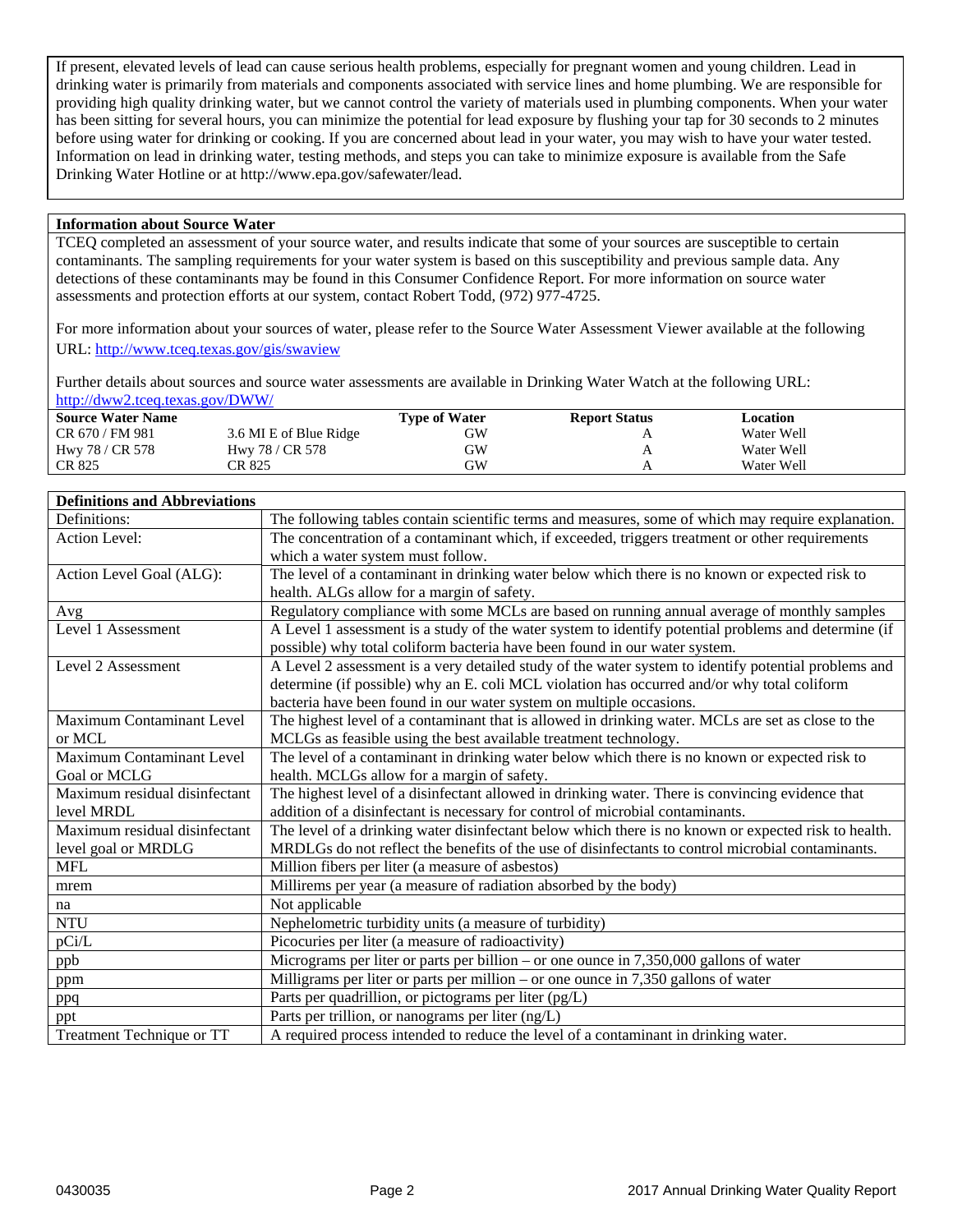If present, elevated levels of lead can cause serious health problems, especially for pregnant women and young children. Lead in drinking water is primarily from materials and components associated with service lines and home plumbing. We are responsible for providing high quality drinking water, but we cannot control the variety of materials used in plumbing components. When your water has been sitting for several hours, you can minimize the potential for lead exposure by flushing your tap for 30 seconds to 2 minutes before using water for drinking or cooking. If you are concerned about lead in your water, you may wish to have your water tested. Information on lead in drinking water, testing methods, and steps you can take to minimize exposure is available from the Safe Drinking Water Hotline or at http://www.epa.gov/safewater/lead.

## Information about Source Water

TCEQ completed an assessment of your source water, and results indicate that some of your sources are susceptible to certain contaminants. The sampling requirements for your water system is based on this susceptibility and previous sample data. Any detections of these contaminants may be found in this Consumer Confidence Report. For more information on source water assessments and protection efforts at our system, contact Robert Todd, (972) 977-4725.

For more information about your sources of water, please refer to the Source Water Assessment Viewer available at the following URL: http://www.tceq.texas.gov/gis/swaview

Further details about sources and source water assessments are available in Drinking Water Watch at the following URL: http://dww2.tceq.texas.gov/DWW/

| Source Water Name | | Type of Water | Report Status | Location |
|---|---|---|---|---|
| CR 670 / FM 981 | 3.6 MI E of Blue Ridge | GW | A | Water Well |
| Hwy 78 / CR 578 | Hwy 78 / CR 578 | GW | A | Water Well |
| CR 825 | CR 825 | GW | A | Water Well |

## Definitions and Abbreviations

| Definitions and Abbreviations | |
|---|---|
| Definitions: | The following tables contain scientific terms and measures, some of which may require explanation. |
| Action Level: | The concentration of a contaminant which, if exceeded, triggers treatment or other requirements which a water system must follow. |
| Action Level Goal (ALG): | The level of a contaminant in drinking water below which there is no known or expected risk to health. ALGs allow for a margin of safety. |
| Avg | Regulatory compliance with some MCLs are based on running annual average of monthly samples |
| Level 1 Assessment | A Level 1 assessment is a study of the water system to identify potential problems and determine (if possible) why total coliform bacteria have been found in our water system. |
| Level 2 Assessment | A Level 2 assessment is a very detailed study of the water system to identify potential problems and determine (if possible) why an E. coli MCL violation has occurred and/or why total coliform bacteria have been found in our water system on multiple occasions. |
| Maximum Contaminant Level or MCL | The highest level of a contaminant that is allowed in drinking water. MCLs are set as close to the MCLGs as feasible using the best available treatment technology. |
| Maximum Contaminant Level Goal or MCLG | The level of a contaminant in drinking water below which there is no known or expected risk to health. MCLGs allow for a margin of safety. |
| Maximum residual disinfectant level MRDL | The highest level of a disinfectant allowed in drinking water. There is convincing evidence that addition of a disinfectant is necessary for control of microbial contaminants. |
| Maximum residual disinfectant level goal or MRDLG | The level of a drinking water disinfectant below which there is no known or expected risk to health. MRDLGs do not reflect the benefits of the use of disinfectants to control microbial contaminants. |
| MFL | Million fibers per liter (a measure of asbestos) |
| mrem | Millirems per year (a measure of radiation absorbed by the body) |
| na | Not applicable |
| NTU | Nephelometric turbidity units (a measure of turbidity) |
| pCi/L | Picocuries per liter (a measure of radioactivity) |
| ppb | Micrograms per liter or parts per billion – or one ounce in 7,350,000 gallons of water |
| ppm | Milligrams per liter or parts per million – or one ounce in 7,350 gallons of water |
| ppq | Parts per quadrillion, or pictograms per liter (pg/L) |
| ppt | Parts per trillion, or nanograms per liter (ng/L) |
| Treatment Technique or TT | A required process intended to reduce the level of a contaminant in drinking water. |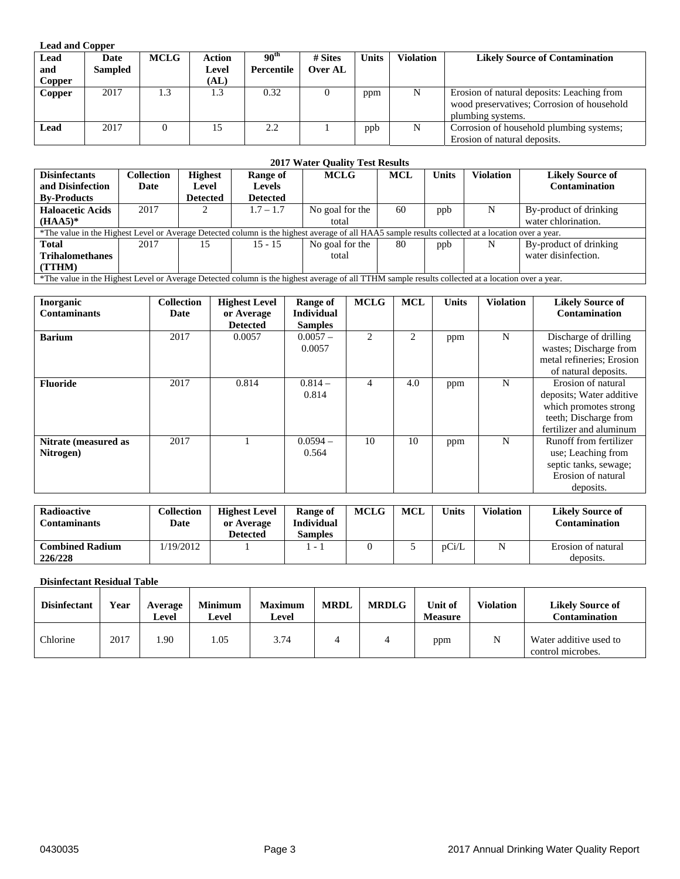**Lead and Copper**

| Lead and Copper | Date Sampled | MCLG | Action Level (AL) | 90[th] Percentile | # Sites Over AL | Units | Violation | Likely Source of Contamination |
|---|---|---|---|---|---|---|---|---|
| **Copper** | 2017 | 1.3 | 1.3 | 0.32 | 0 | ppm | N | Erosion of natural deposits: Leaching from wood preservatives; Corrosion of household plumbing systems. |
| **Lead** | 2017 | 0 | 15 | 2.2 | 1 | ppb | N | Corrosion of household plumbing systems; Erosion of natural deposits. |

**2017 Water Quality Test Results**

| Disinfectants and Disinfection By-Products | Collection Date | Highest Level Detected | Range of Levels Detected | MCLG | MCL | Units | Violation | Likely Source of Contamination |
|---|---|---|---|---|---|---|---|---|
| **Haloacetic Acids (HAA5)*** | 2017 | 2 | 1.7 – 1.7 | No goal for the total | 60 | ppb | N | By-product of drinking water chlorination. |
| *The value in the Highest Level or Average Detected column is the highest average of all HAA5 sample results collected at a location over a year. | | | | | | | | |
| **Total Trihalomethanes (TTHM)** | 2017 | 15 | 15 - 15 | No goal for the total | 80 | ppb | N | By-product of drinking water disinfection. |
| *The value in the Highest Level or Average Detected column is the highest average of all TTHM sample results collected at a location over a year. | | | | | | | | |

| Inorganic Contaminants | Collection Date | Highest Level or Average Detected | Range of Individual Samples | MCLG | MCL | Units | Violation | Likely Source of Contamination |
|---|---|---|---|---|---|---|---|---|
| **Barium** | 2017 | 0.0057 | 0.0057 – 0.0057 | 2 | 2 | ppm | N | Discharge of drilling wastes; Discharge from metal refineries; Erosion of natural deposits. |
| **Fluoride** | 2017 | 0.814 | 0.814 – 0.814 | 4 | 4.0 | ppm | N | Erosion of natural deposits; Water additive which promotes strong teeth; Discharge from fertilizer and aluminum |
| **Nitrate (measured as Nitrogen)** | 2017 | 1 | 0.0594 – 0.564 | 10 | 10 | ppm | N | Runoff from fertilizer use; Leaching from septic tanks, sewage; Erosion of natural deposits. |

| Radioactive Contaminants | Collection Date | Highest Level or Average Detected | Range of Individual Samples | MCLG | MCL | Units | Violation | Likely Source of Contamination |
|---|---|---|---|---|---|---|---|---|
| **Combined Radium 226/228** | 1/19/2012 | 1 | 1 - 1 | 0 | 5 | pCi/L | N | Erosion of natural deposits. |

**Disinfectant Residual Table**

| Disinfectant | Year | Average Level | Minimum Level | Maximum Level | MRDL | MRDLG | Unit of Measure | Violation | Likely Source of Contamination |
|---|---|---|---|---|---|---|---|---|---|
| Chlorine | 2017 | 1.90 | 1.05 | 3.74 | 4 | 4 | ppm | N | Water additive used to control microbes. |